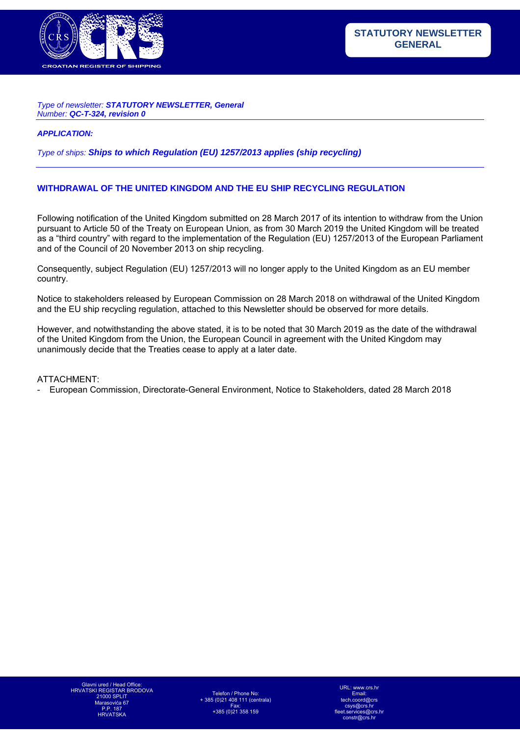CROATIAN REGISTER OF SHIPPING

**STATUTORY NEWSLETTER GENERAL**

*Type of newsletter: **STATUTORY NEWSLETTER, General***
*Number: **QC-T-324, revision 0***

***APPLICATION:***

*Type of ships: **Ships to which Regulation (EU) 1257/2013 applies (ship recycling)***

## WITHDRAWAL OF THE UNITED KINGDOM AND THE EU SHIP RECYCLING REGULATION

Following notification of the United Kingdom submitted on 28 March 2017 of its intention to withdraw from the Union pursuant to Article 50 of the Treaty on European Union, as from 30 March 2019 the United Kingdom will be treated as a "third country" with regard to the implementation of the Regulation (EU) 1257/2013 of the European Parliament and of the Council of 20 November 2013 on ship recycling.

Consequently, subject Regulation (EU) 1257/2013 will no longer apply to the United Kingdom as an EU member country.

Notice to stakeholders released by European Commission on 28 March 2018 on withdrawal of the United Kingdom and the EU ship recycling regulation, attached to this Newsletter should be observed for more details.

However, and notwithstanding the above stated, it is to be noted that 30 March 2019 as the date of the withdrawal of the United Kingdom from the Union, the European Council in agreement with the United Kingdom may unanimously decide that the Treaties cease to apply at a later date.

ATTACHMENT:

- European Commission, Directorate-General Environment, Notice to Stakeholders, dated 28 March 2018

Glavni ured / Head Office:
HRVATSKI REGISTAR BRODOVA
21000 SPLIT
Marasovića 67
P.P. 187
HRVATSKA

Telefon / Phone No:
+ 385 (0)21 408 111 (centrala)
Fax:
+385 (0)21 358 159

URL: www.crs.hr
Email:
tech.coord@crs
csys@crs.hr
fleet.services@crs.hr
constr@crs.hr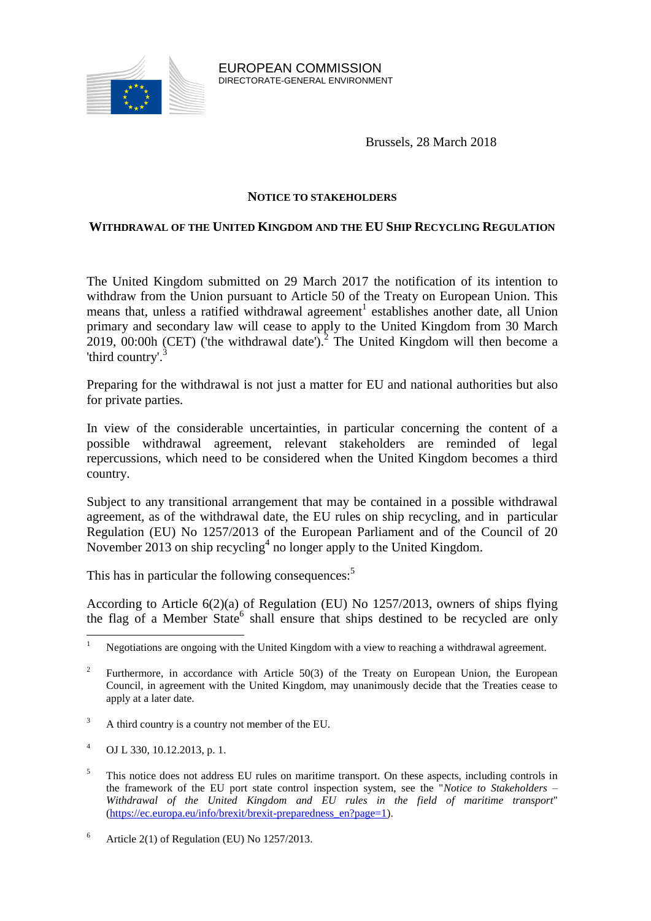EUROPEAN COMMISSION
DIRECTORATE-GENERAL ENVIRONMENT

Brussels, 28 March 2018

## NOTICE TO STAKEHOLDERS

## WITHDRAWAL OF THE UNITED KINGDOM AND THE EU SHIP RECYCLING REGULATION

The United Kingdom submitted on 29 March 2017 the notification of its intention to withdraw from the Union pursuant to Article 50 of the Treaty on European Union. This means that, unless a ratified withdrawal agreement[1] establishes another date, all Union primary and secondary law will cease to apply to the United Kingdom from 30 March 2019, 00:00h (CET) ('the withdrawal date').[2] The United Kingdom will then become a 'third country'.[3]

Preparing for the withdrawal is not just a matter for EU and national authorities but also for private parties.

In view of the considerable uncertainties, in particular concerning the content of a possible withdrawal agreement, relevant stakeholders are reminded of legal repercussions, which need to be considered when the United Kingdom becomes a third country.

Subject to any transitional arrangement that may be contained in a possible withdrawal agreement, as of the withdrawal date, the EU rules on ship recycling, and in particular Regulation (EU) No 1257/2013 of the European Parliament and of the Council of 20 November 2013 on ship recycling[4] no longer apply to the United Kingdom.

This has in particular the following consequences:[5]

According to Article 6(2)(a) of Regulation (EU) No 1257/2013, owners of ships flying the flag of a Member State[6] shall ensure that ships destined to be recycled are only

---

[1] Negotiations are ongoing with the United Kingdom with a view to reaching a withdrawal agreement.

[2] Furthermore, in accordance with Article 50(3) of the Treaty on European Union, the European Council, in agreement with the United Kingdom, may unanimously decide that the Treaties cease to apply at a later date.

[3] A third country is a country not member of the EU.

[4] OJ L 330, 10.12.2013, p. 1.

[5] This notice does not address EU rules on maritime transport. On these aspects, including controls in the framework of the EU port state control inspection system, see the "*Notice to Stakeholders – Withdrawal of the United Kingdom and EU rules in the field of maritime transport*" (https://ec.europa.eu/info/brexit/brexit-preparedness_en?page=1).

[6] Article 2(1) of Regulation (EU) No 1257/2013.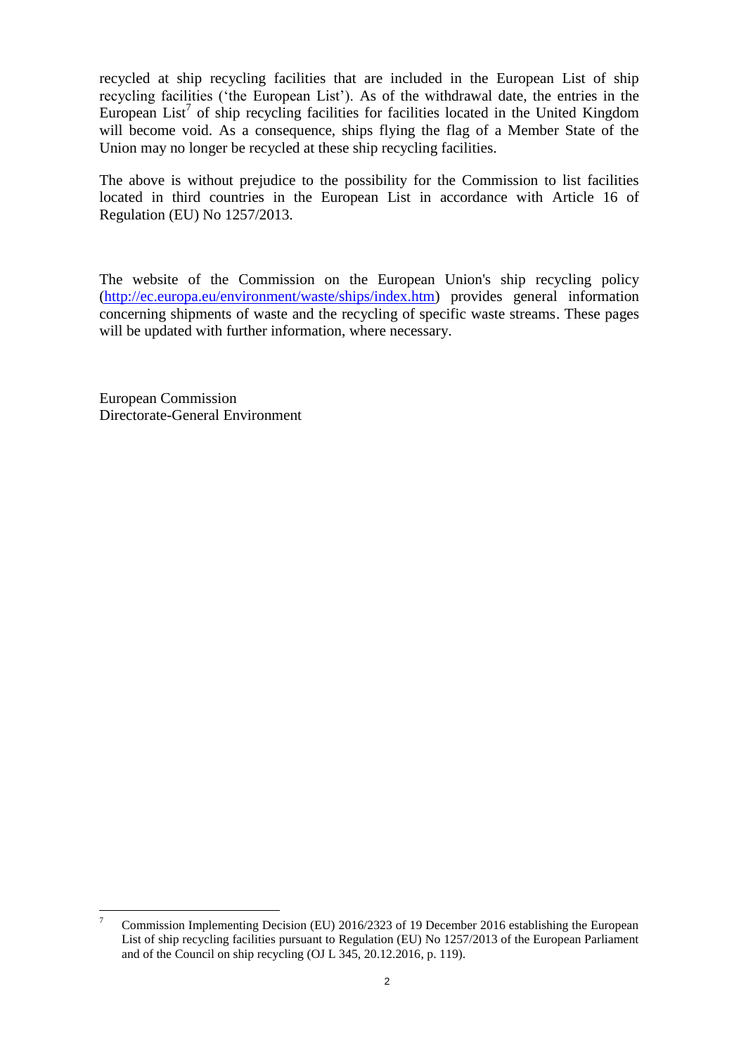recycled at ship recycling facilities that are included in the European List of ship recycling facilities ('the European List'). As of the withdrawal date, the entries in the European List[7] of ship recycling facilities for facilities located in the United Kingdom will become void. As a consequence, ships flying the flag of a Member State of the Union may no longer be recycled at these ship recycling facilities.

The above is without prejudice to the possibility for the Commission to list facilities located in third countries in the European List in accordance with Article 16 of Regulation (EU) No 1257/2013.

The website of the Commission on the European Union's ship recycling policy ([http://ec.europa.eu/environment/waste/ships/index.htm](http://ec.europa.eu/environment/waste/ships/index.htm)) provides general information concerning shipments of waste and the recycling of specific waste streams. These pages will be updated with further information, where necessary.

European Commission
Directorate-General Environment

---

[7] Commission Implementing Decision (EU) 2016/2323 of 19 December 2016 establishing the European List of ship recycling facilities pursuant to Regulation (EU) No 1257/2013 of the European Parliament and of the Council on ship recycling (OJ L 345, 20.12.2016, p. 119).